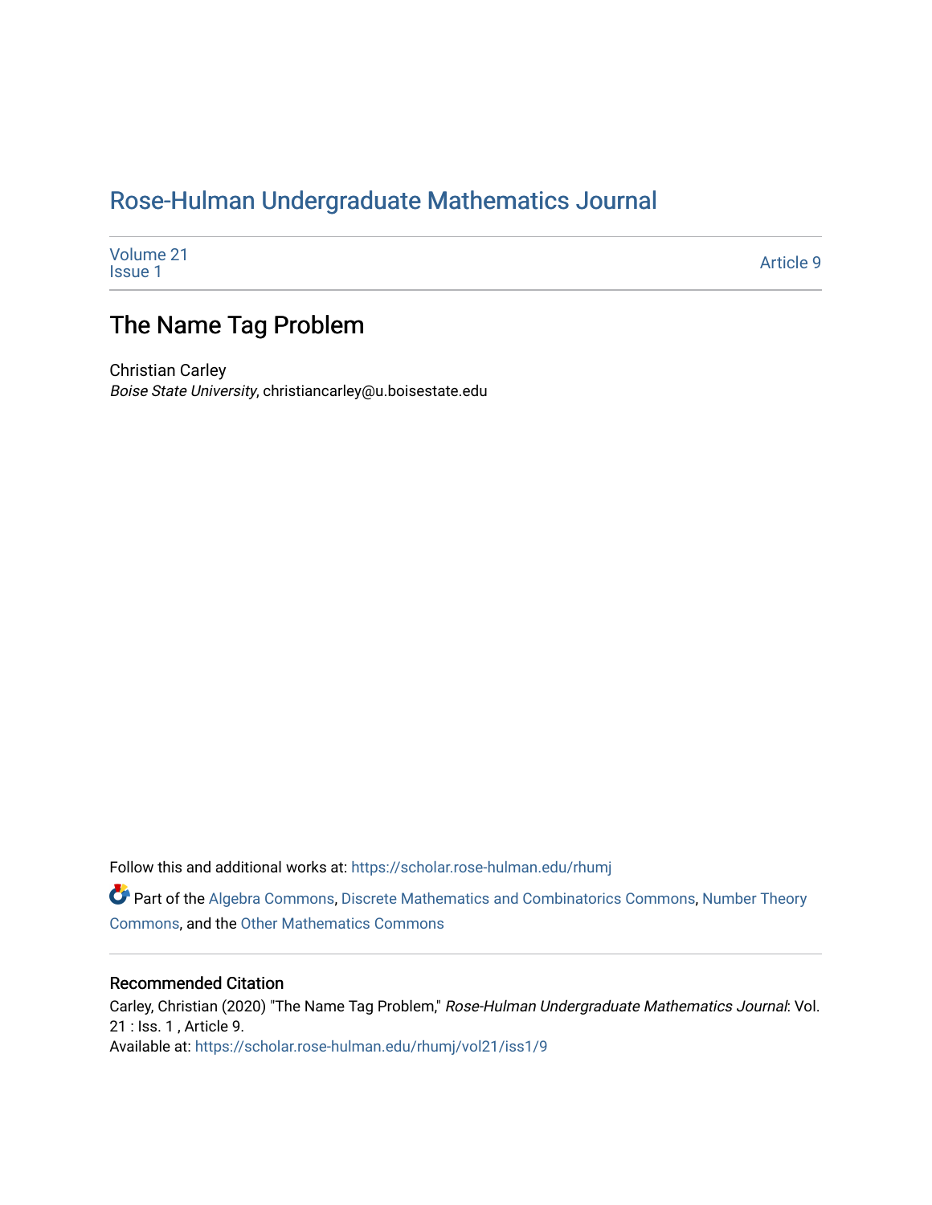# Rose-Hulman Undergraduate Mathematics Journal

Volume 21
Issue 1

Article 9

## The Name Tag Problem

Christian Carley
*Boise State University*, christiancarley@u.boisestate.edu

Follow this and additional works at: https://scholar.rose-hulman.edu/rhumj

Part of the Algebra Commons, Discrete Mathematics and Combinatorics Commons, Number Theory Commons, and the Other Mathematics Commons

### Recommended Citation

Carley, Christian (2020) "The Name Tag Problem," *Rose-Hulman Undergraduate Mathematics Journal*: Vol. 21 : Iss. 1 , Article 9.
Available at: https://scholar.rose-hulman.edu/rhumj/vol21/iss1/9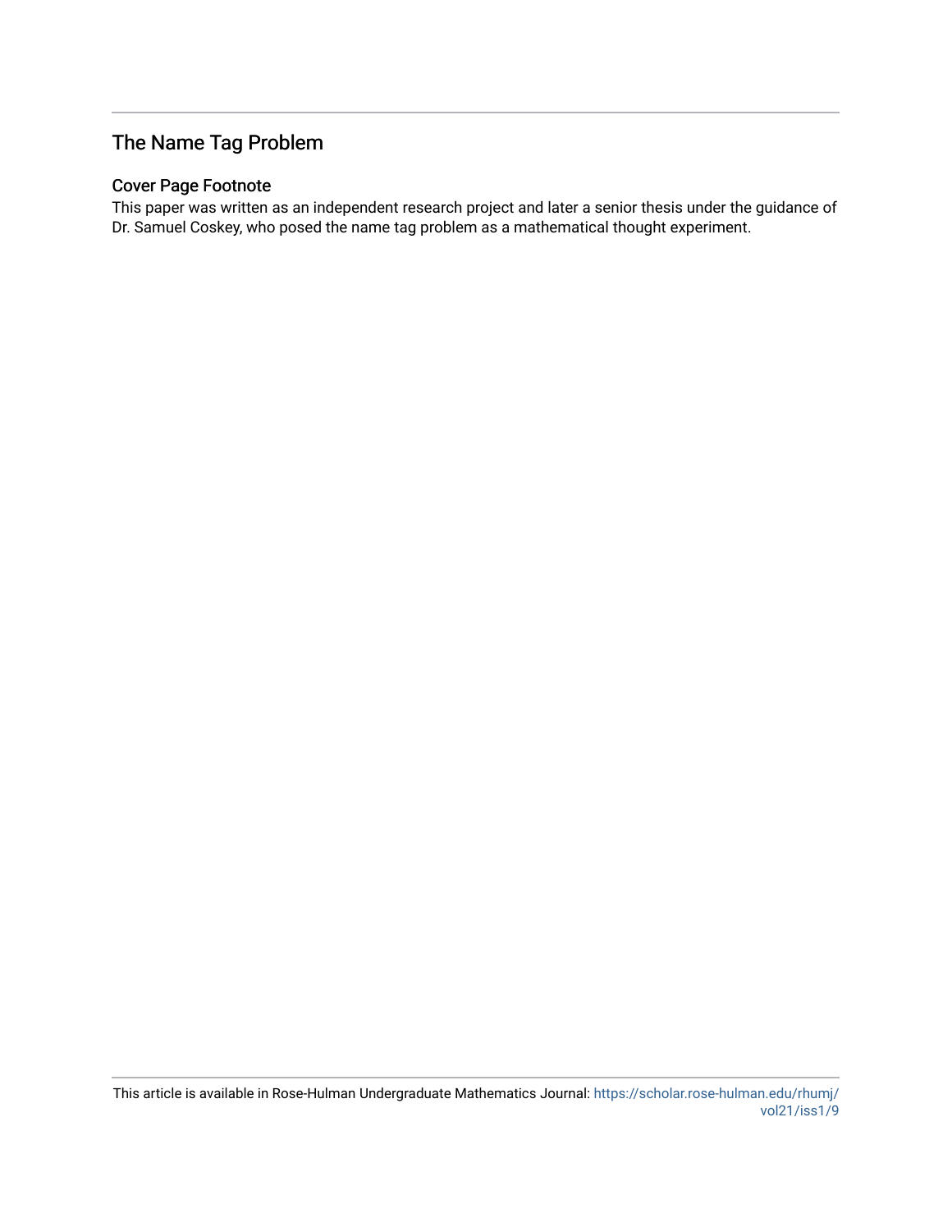## The Name Tag Problem

### Cover Page Footnote

This paper was written as an independent research project and later a senior thesis under the guidance of Dr. Samuel Coskey, who posed the name tag problem as a mathematical thought experiment.

This article is available in Rose-Hulman Undergraduate Mathematics Journal: https://scholar.rose-hulman.edu/rhumj/vol21/iss1/9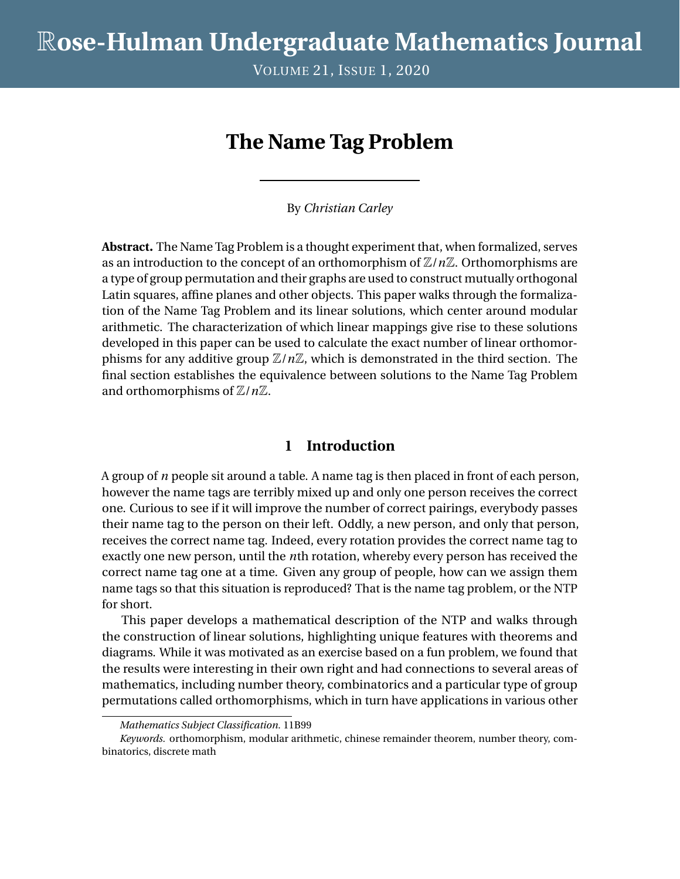# The Name Tag Problem

By *Christian Carley*

**Abstract.** The Name Tag Problem is a thought experiment that, when formalized, serves as an introduction to the concept of an orthomorphism of $\mathbb{Z}/n\mathbb{Z}$. Orthomorphisms are a type of group permutation and their graphs are used to construct mutually orthogonal Latin squares, affine planes and other objects. This paper walks through the formalization of the Name Tag Problem and its linear solutions, which center around modular arithmetic. The characterization of which linear mappings give rise to these solutions developed in this paper can be used to calculate the exact number of linear orthomorphisms for any additive group $\mathbb{Z}/n\mathbb{Z}$, which is demonstrated in the third section. The final section establishes the equivalence between solutions to the Name Tag Problem and orthomorphisms of $\mathbb{Z}/n\mathbb{Z}$.

## 1 Introduction

A group of $n$ people sit around a table. A name tag is then placed in front of each person, however the name tags are terribly mixed up and only one person receives the correct one. Curious to see if it will improve the number of correct pairings, everybody passes their name tag to the person on their left. Oddly, a new person, and only that person, receives the correct name tag. Indeed, every rotation provides the correct name tag to exactly one new person, until the $n$th rotation, whereby every person has received the correct name tag one at a time. Given any group of people, how can we assign them name tags so that this situation is reproduced? That is the name tag problem, or the NTP for short.

This paper develops a mathematical description of the NTP and walks through the construction of linear solutions, highlighting unique features with theorems and diagrams. While it was motivated as an exercise based on a fun problem, we found that the results were interesting in their own right and had connections to several areas of mathematics, including number theory, combinatorics and a particular type of group permutations called orthomorphisms, which in turn have applications in various other

*Mathematics Subject Classification.* 11B99

*Keywords.* orthomorphism, modular arithmetic, chinese remainder theorem, number theory, combinatorics, discrete math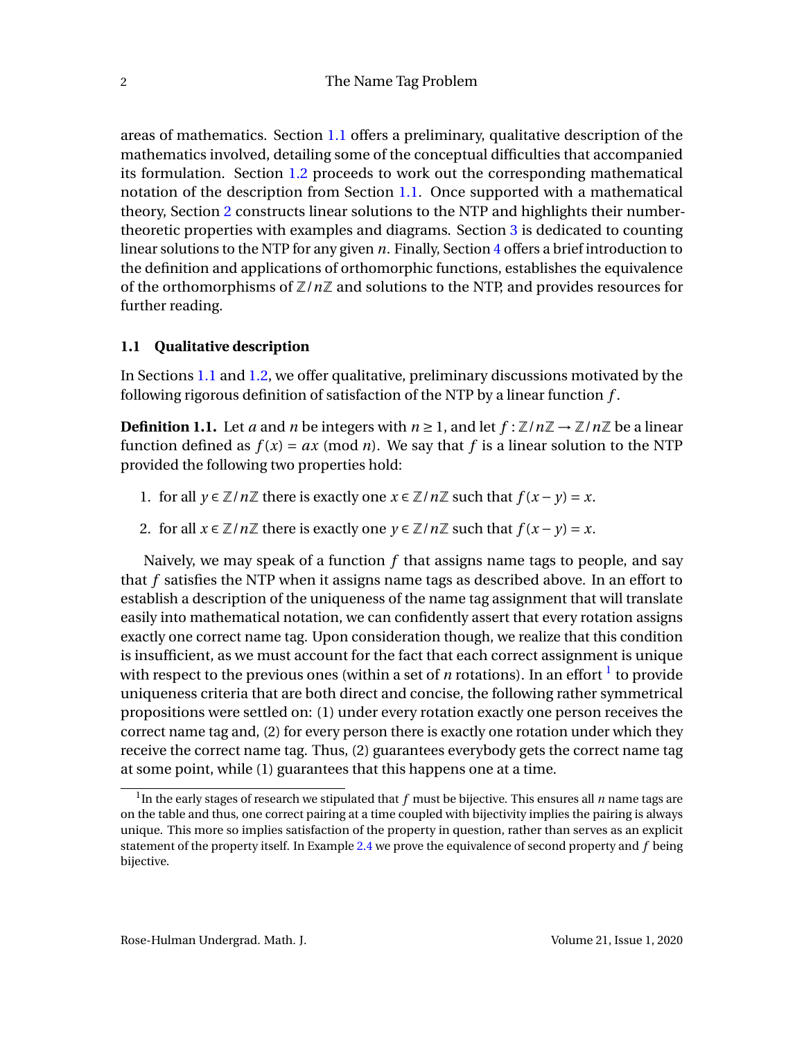areas of mathematics. Section 1.1 offers a preliminary, qualitative description of the mathematics involved, detailing some of the conceptual difficulties that accompanied its formulation. Section 1.2 proceeds to work out the corresponding mathematical notation of the description from Section 1.1. Once supported with a mathematical theory, Section 2 constructs linear solutions to the NTP and highlights their number-theoretic properties with examples and diagrams. Section 3 is dedicated to counting linear solutions to the NTP for any given $n$. Finally, Section 4 offers a brief introduction to the definition and applications of orthomorphic functions, establishes the equivalence of the orthomorphisms of $\mathbb{Z}/n\mathbb{Z}$ and solutions to the NTP, and provides resources for further reading.

### 1.1 Qualitative description

In Sections 1.1 and 1.2, we offer qualitative, preliminary discussions motivated by the following rigorous definition of satisfaction of the NTP by a linear function $f$.

**Definition 1.1.** Let $a$ and $n$ be integers with $n \geq 1$, and let $f : \mathbb{Z}/n\mathbb{Z} \to \mathbb{Z}/n\mathbb{Z}$ be a linear function defined as $f(x) = ax \pmod{n}$. We say that $f$ is a linear solution to the NTP provided the following two properties hold:

1. for all $y \in \mathbb{Z}/n\mathbb{Z}$ there is exactly one $x \in \mathbb{Z}/n\mathbb{Z}$ such that $f(x - y) = x$.
2. for all $x \in \mathbb{Z}/n\mathbb{Z}$ there is exactly one $y \in \mathbb{Z}/n\mathbb{Z}$ such that $f(x - y) = x$.

Naively, we may speak of a function $f$ that assigns name tags to people, and say that $f$ satisfies the NTP when it assigns name tags as described above. In an effort to establish a description of the uniqueness of the name tag assignment that will translate easily into mathematical notation, we can confidently assert that every rotation assigns exactly one correct name tag. Upon consideration though, we realize that this condition is insufficient, as we must account for the fact that each correct assignment is unique with respect to the previous ones (within a set of $n$ rotations). In an effort [1] to provide uniqueness criteria that are both direct and concise, the following rather symmetrical propositions were settled on: (1) under every rotation exactly one person receives the correct name tag and, (2) for every person there is exactly one rotation under which they receive the correct name tag. Thus, (2) guarantees everybody gets the correct name tag at some point, while (1) guarantees that this happens one at a time.

[1] In the early stages of research we stipulated that $f$ must be bijective. This ensures all $n$ name tags are on the table and thus, one correct pairing at a time coupled with bijectivity implies the pairing is always unique. This more so implies satisfaction of the property in question, rather than serves as an explicit statement of the property itself. In Example 2.4 we prove the equivalence of second property and $f$ being bijective.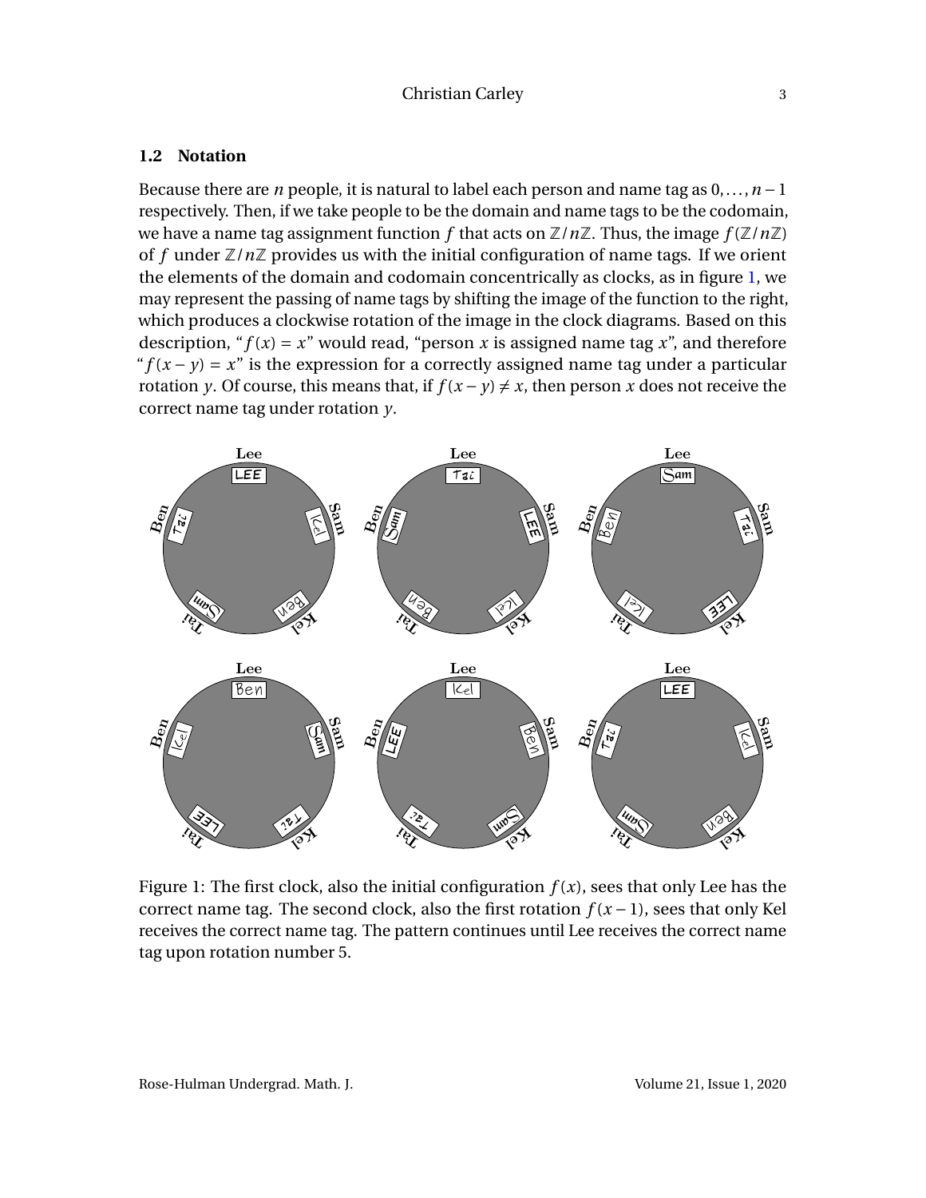### 1.2 Notation

Because there are $n$ people, it is natural to label each person and name tag as $0, \ldots, n-1$ respectively. Then, if we take people to be the domain and name tags to be the codomain, we have a name tag assignment function $f$ that acts on $\mathbb{Z}/n\mathbb{Z}$. Thus, the image $f(\mathbb{Z}/n\mathbb{Z})$ of $f$ under $\mathbb{Z}/n\mathbb{Z}$ provides us with the initial configuration of name tags. If we orient the elements of the domain and codomain concentrically as clocks, as in figure 1, we may represent the passing of name tags by shifting the image of the function to the right, which produces a clockwise rotation of the image in the clock diagrams. Based on this description, "$f(x) = x$" would read, "person $x$ is assigned name tag $x$", and therefore "$f(x - y) = x$" is the expression for a correctly assigned name tag under a particular rotation $y$. Of course, this means that, if $f(x - y) \neq x$, then person $x$ does not receive the correct name tag under rotation $y$.

Figure 1: The first clock, also the initial configuration $f(x)$, sees that only Lee has the correct name tag. The second clock, also the first rotation $f(x-1)$, sees that only Kel receives the correct name tag. The pattern continues until Lee receives the correct name tag upon rotation number 5.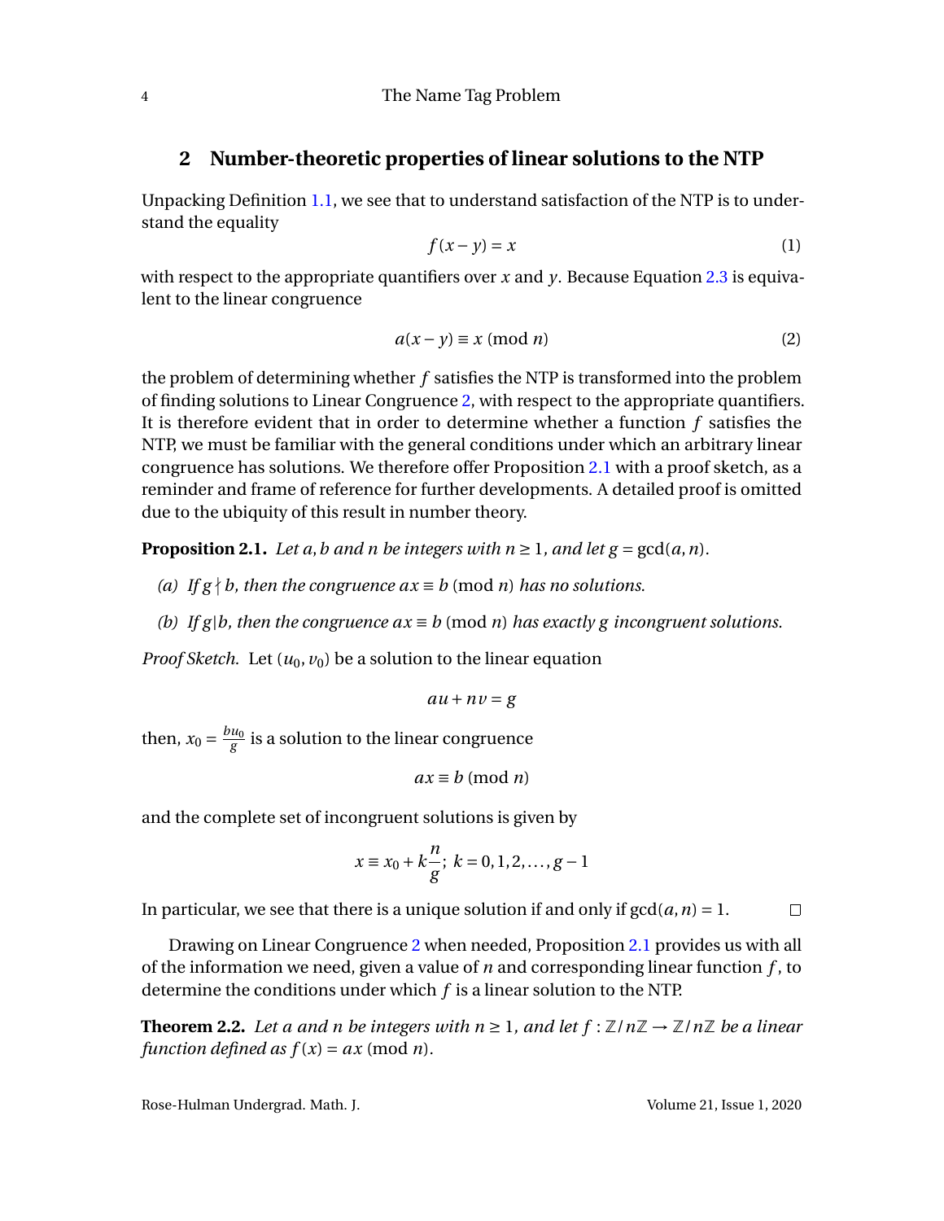## 2 Number-theoretic properties of linear solutions to the NTP

Unpacking Definition 1.1, we see that to understand satisfaction of the NTP is to understand the equality

$$f(x-y) = x \tag{1}$$

with respect to the appropriate quantifiers over $x$ and $y$. Because Equation 2.3 is equivalent to the linear congruence

$$a(x-y) \equiv x \pmod{n} \tag{2}$$

the problem of determining whether $f$ satisfies the NTP is transformed into the problem of finding solutions to Linear Congruence 2, with respect to the appropriate quantifiers. It is therefore evident that in order to determine whether a function $f$ satisfies the NTP, we must be familiar with the general conditions under which an arbitrary linear congruence has solutions. We therefore offer Proposition 2.1 with a proof sketch, as a reminder and frame of reference for further developments. A detailed proof is omitted due to the ubiquity of this result in number theory.

**Proposition 2.1.** *Let $a, b$ and $n$ be integers with $n \geq 1$, and let $g = \gcd(a, n)$.*

*(a) If $g \nmid b$, then the congruence $ax \equiv b \pmod{n}$ has no solutions.*

*(b) If $g | b$, then the congruence $ax \equiv b \pmod{n}$ has exactly $g$ incongruent solutions.*

*Proof Sketch.* Let $(u_0, v_0)$ be a solution to the linear equation

$$au + nv = g$$

then, $x_0 = \frac{bu_0}{g}$ is a solution to the linear congruence

$$ax \equiv b \pmod{n}$$

and the complete set of incongruent solutions is given by

$$x \equiv x_0 + k\frac{n}{g};\ k = 0, 1, 2, \ldots, g-1$$

In particular, we see that there is a unique solution if and only if $\gcd(a, n) = 1$. □

Drawing on Linear Congruence 2 when needed, Proposition 2.1 provides us with all of the information we need, given a value of $n$ and corresponding linear function $f$, to determine the conditions under which $f$ is a linear solution to the NTP.

**Theorem 2.2.** *Let $a$ and $n$ be integers with $n \geq 1$, and let $f : \mathbb{Z}/n\mathbb{Z} \to \mathbb{Z}/n\mathbb{Z}$ be a linear function defined as $f(x) = ax \pmod{n}$.*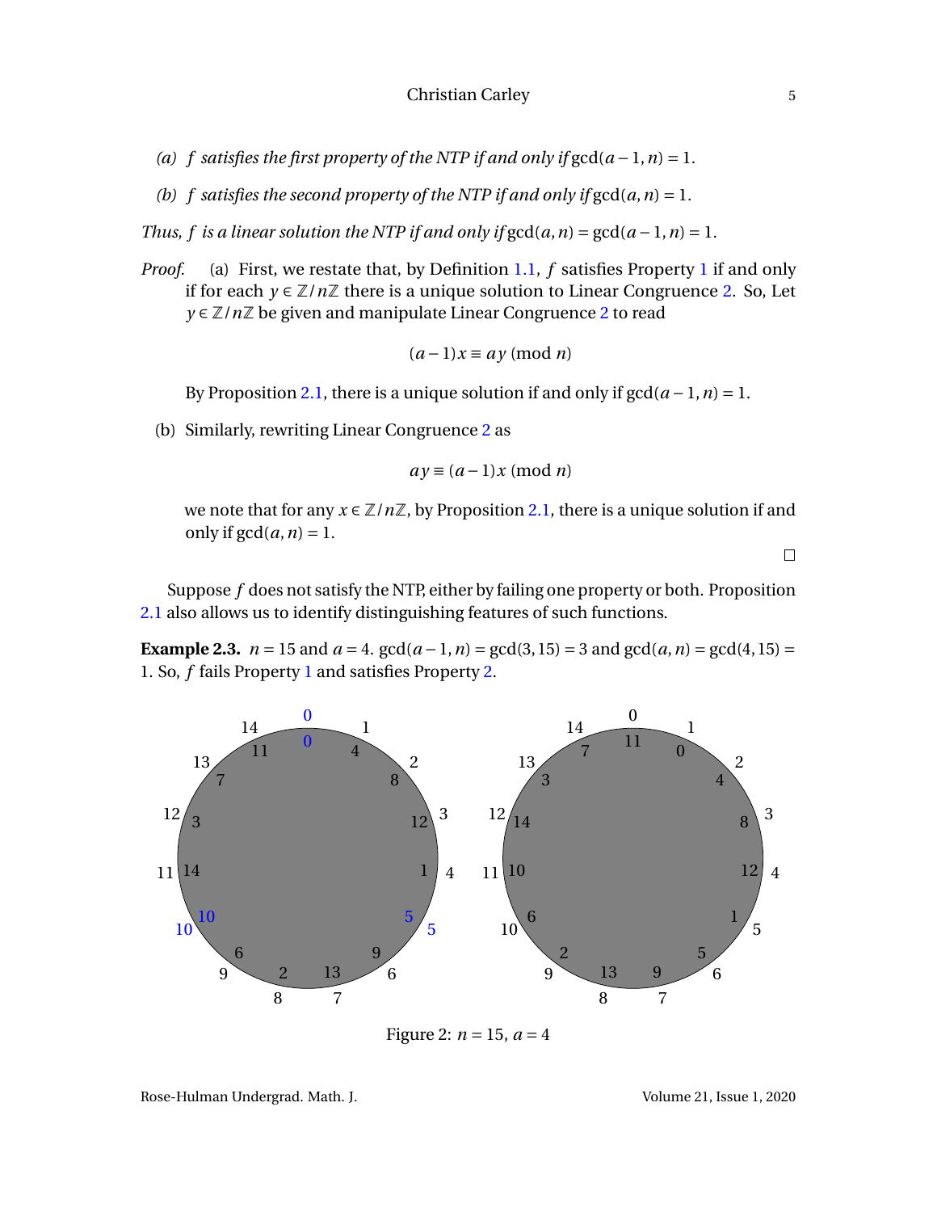*(a) $f$ satisfies the first property of the NTP if and only if* $\gcd(a-1,n) = 1$.

*(b) $f$ satisfies the second property of the NTP if and only if* $\gcd(a,n) = 1$.

*Thus, $f$ is a linear solution the NTP if and only if* $\gcd(a,n) = \gcd(a-1,n) = 1$.

*Proof.* (a) First, we restate that, by Definition 1.1, $f$ satisfies Property 1 if and only if for each $y \in \mathbb{Z}/n\mathbb{Z}$ there is a unique solution to Linear Congruence 2. So, Let $y \in \mathbb{Z}/n\mathbb{Z}$ be given and manipulate Linear Congruence 2 to read

$$(a-1)x \equiv ay \pmod{n}$$

By Proposition 2.1, there is a unique solution if and only if $\gcd(a-1,n) = 1$.

(b) Similarly, rewriting Linear Congruence 2 as

$$ay \equiv (a-1)x \pmod{n}$$

we note that for any $x \in \mathbb{Z}/n\mathbb{Z}$, by Proposition 2.1, there is a unique solution if and only if $\gcd(a,n) = 1$.

□

Suppose $f$ does not satisfy the NTP, either by failing one property or both. Proposition 2.1 also allows us to identify distinguishing features of such functions.

**Example 2.3.** $n = 15$ and $a = 4$. $\gcd(a-1,n) = \gcd(3,15) = 3$ and $\gcd(a,n) = \gcd(4,15) = 1$. So, $f$ fails Property 1 and satisfies Property 2.

Figure 2: $n = 15$, $a = 4$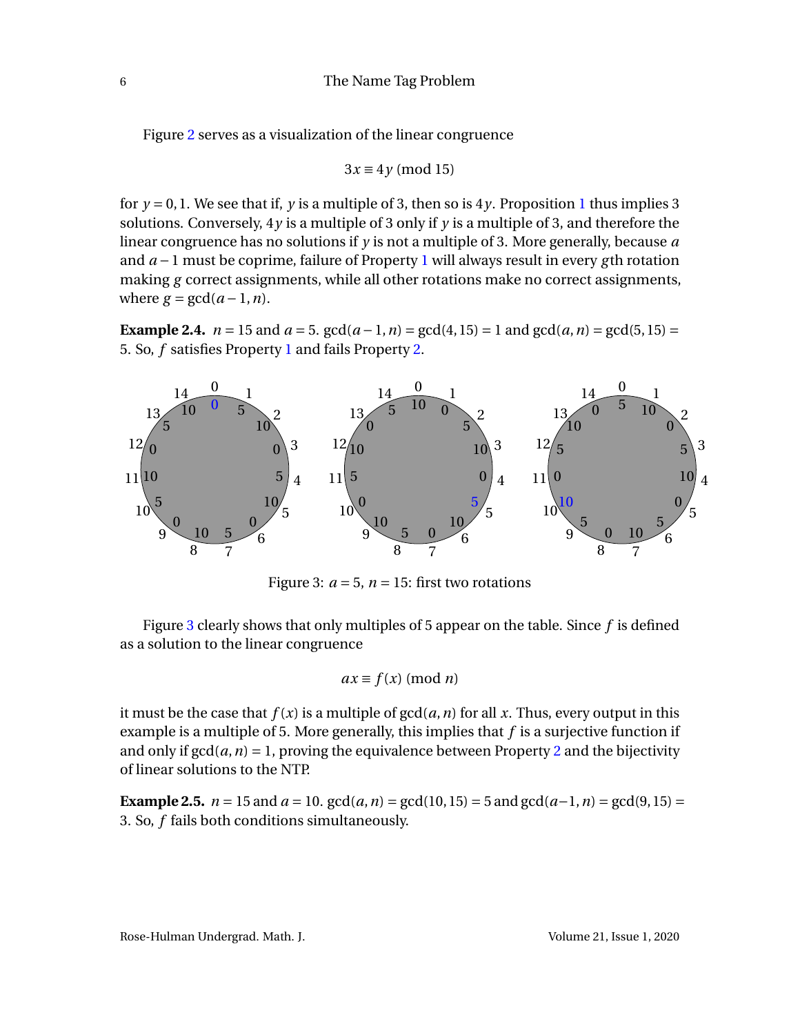Figure 2 serves as a visualization of the linear congruence

$$3x \equiv 4y \pmod{15}$$

for $y = 0, 1$. We see that if, $y$ is a multiple of 3, then so is $4y$. Proposition 1 thus implies 3 solutions. Conversely, $4y$ is a multiple of 3 only if $y$ is a multiple of 3, and therefore the linear congruence has no solutions if $y$ is not a multiple of 3. More generally, because $a$ and $a-1$ must be coprime, failure of Property 1 will always result in every $g$th rotation making $g$ correct assignments, while all other rotations make no correct assignments, where $g = \gcd(a-1, n)$.

**Example 2.4.** $n = 15$ and $a = 5$. $\gcd(a-1, n) = \gcd(4, 15) = 1$ and $\gcd(a, n) = \gcd(5, 15) = 5$. So, $f$ satisfies Property 1 and fails Property 2.

Figure 3: $a = 5$, $n = 15$: first two rotations

Figure 3 clearly shows that only multiples of 5 appear on the table. Since $f$ is defined as a solution to the linear congruence

$$ax \equiv f(x) \pmod{n}$$

it must be the case that $f(x)$ is a multiple of $\gcd(a, n)$ for all $x$. Thus, every output in this example is a multiple of 5. More generally, this implies that $f$ is a surjective function if and only if $\gcd(a, n) = 1$, proving the equivalence between Property 2 and the bijectivity of linear solutions to the NTP.

**Example 2.5.** $n = 15$ and $a = 10$. $\gcd(a, n) = \gcd(10, 15) = 5$ and $\gcd(a-1, n) = \gcd(9, 15) = 3$. So, $f$ fails both conditions simultaneously.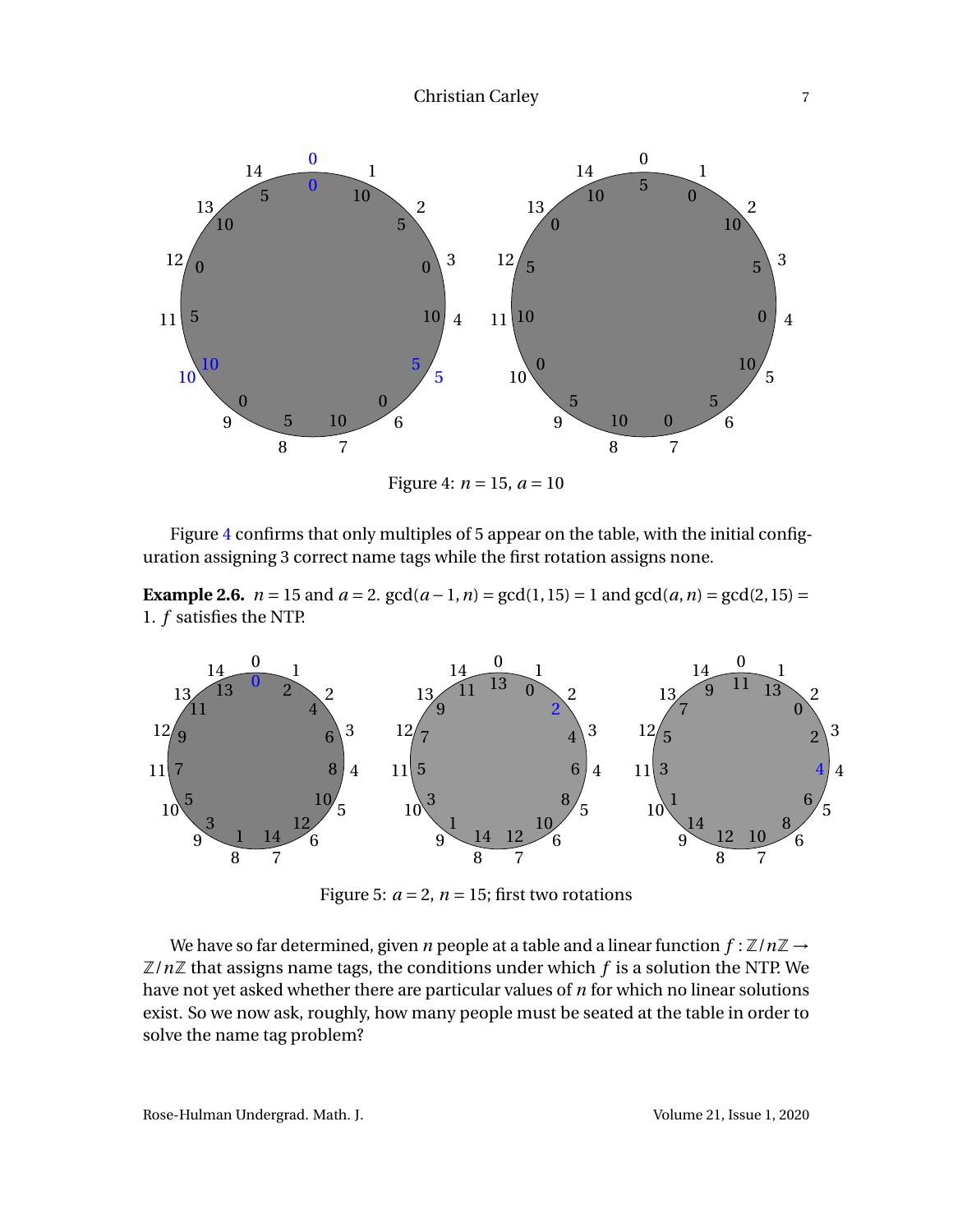Figure 4: $n = 15$, $a = 10$

Figure 4 confirms that only multiples of 5 appear on the table, with the initial configuration assigning 3 correct name tags while the first rotation assigns none.

**Example 2.6.** $n = 15$ and $a = 2$. $\gcd(a-1, n) = \gcd(1, 15) = 1$ and $\gcd(a, n) = \gcd(2, 15) = 1$. $f$ satisfies the NTP.

Figure 5: $a = 2$, $n = 15$; first two rotations

We have so far determined, given $n$ people at a table and a linear function $f : \mathbb{Z}/n\mathbb{Z} \to \mathbb{Z}/n\mathbb{Z}$ that assigns name tags, the conditions under which $f$ is a solution the NTP. We have not yet asked whether there are particular values of $n$ for which no linear solutions exist. So we now ask, roughly, how many people must be seated at the table in order to solve the name tag problem?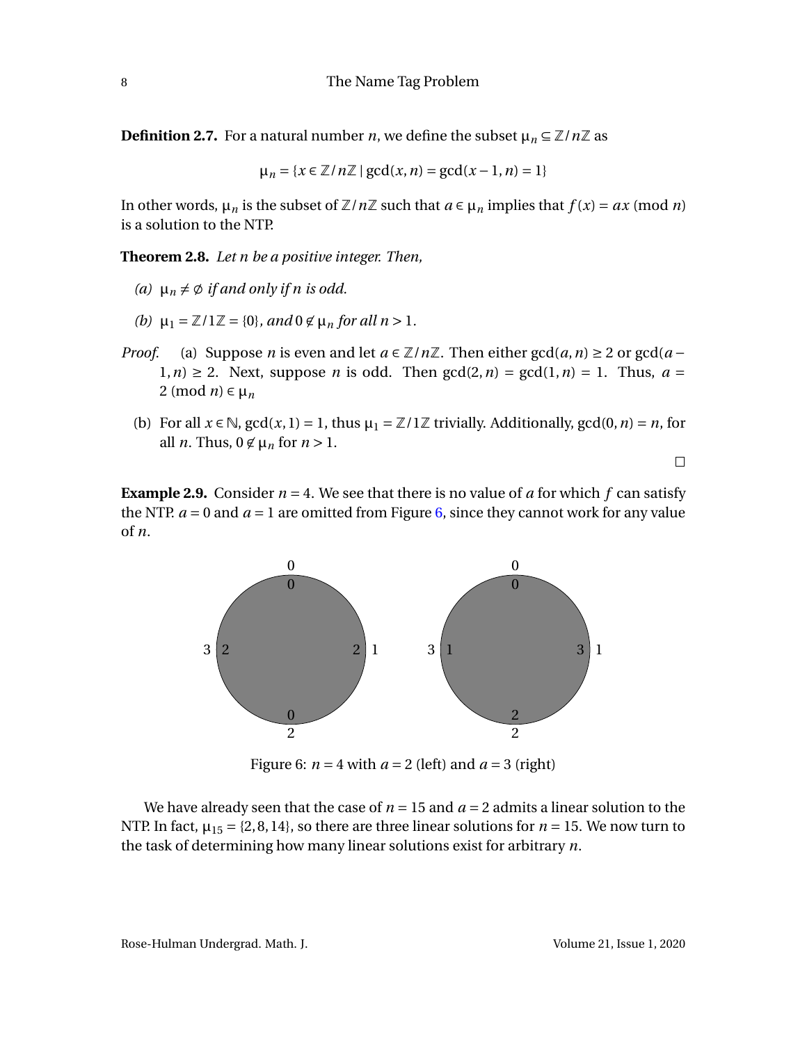**Definition 2.7.** For a natural number $n$, we define the subset $\mu_n \subseteq \mathbb{Z}/n\mathbb{Z}$ as

$$\mu_n = \{x \in \mathbb{Z}/n\mathbb{Z} \mid \gcd(x, n) = \gcd(x-1, n) = 1\}$$

In other words, $\mu_n$ is the subset of $\mathbb{Z}/n\mathbb{Z}$ such that $a \in \mu_n$ implies that $f(x) = ax \pmod{n}$ is a solution to the NTP.

**Theorem 2.8.** *Let $n$ be a positive integer. Then,*

*(a)* $\mu_n \neq \emptyset$ *if and only if $n$ is odd.*

*(b)* $\mu_1 = \mathbb{Z}/1\mathbb{Z} = \{0\}$*, and* $0 \notin \mu_n$ *for all* $n > 1$.

*Proof.* (a) Suppose $n$ is even and let $a \in \mathbb{Z}/n\mathbb{Z}$. Then either $\gcd(a, n) \geq 2$ or $\gcd(a-1, n) \geq 2$. Next, suppose $n$ is odd. Then $\gcd(2, n) = \gcd(1, n) = 1$. Thus, $a = 2 \pmod{n} \in \mu_n$

(b) For all $x \in \mathbb{N}$, $\gcd(x, 1) = 1$, thus $\mu_1 = \mathbb{Z}/1\mathbb{Z}$ trivially. Additionally, $\gcd(0, n) = n$, for all $n$. Thus, $0 \notin \mu_n$ for $n > 1$.

□

**Example 2.9.** Consider $n = 4$. We see that there is no value of $a$ for which $f$ can satisfy the NTP. $a = 0$ and $a = 1$ are omitted from Figure 6, since they cannot work for any value of $n$.

Figure 6: $n = 4$ with $a = 2$ (left) and $a = 3$ (right)

We have already seen that the case of $n = 15$ and $a = 2$ admits a linear solution to the NTP. In fact, $\mu_{15} = \{2, 8, 14\}$, so there are three linear solutions for $n = 15$. We now turn to the task of determining how many linear solutions exist for arbitrary $n$.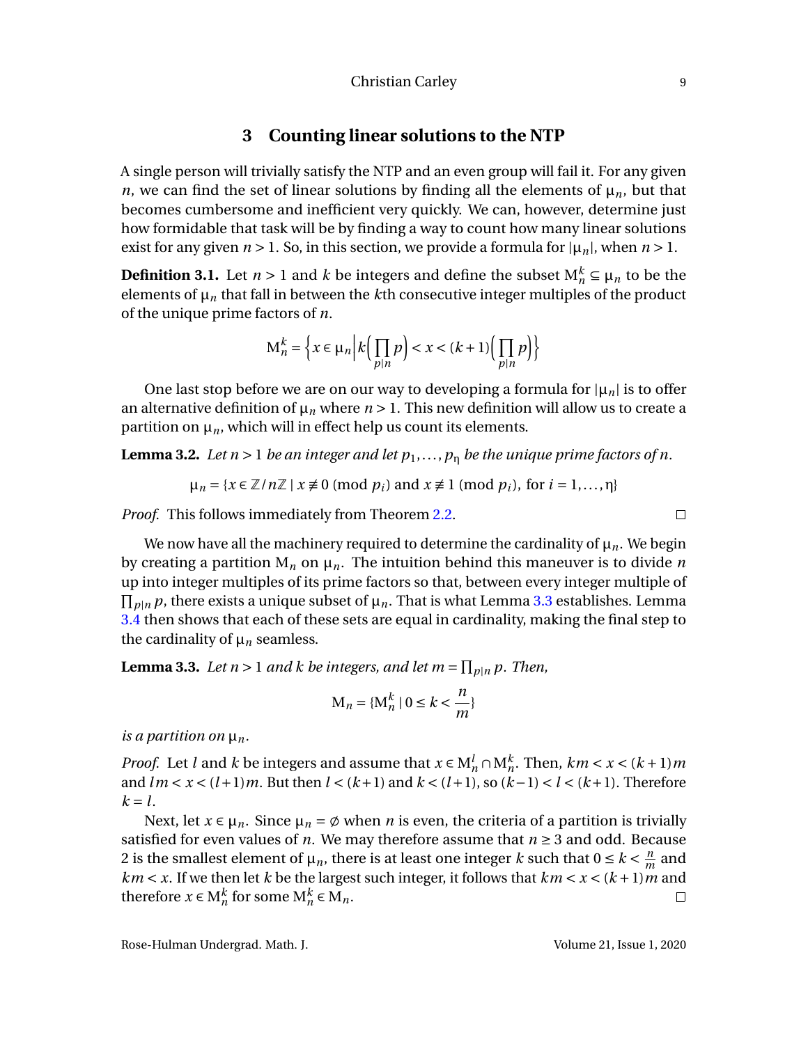## 3 Counting linear solutions to the NTP

A single person will trivially satisfy the NTP and an even group will fail it. For any given $n$, we can find the set of linear solutions by finding all the elements of $\mu_n$, but that becomes cumbersome and inefficient very quickly. We can, however, determine just how formidable that task will be by finding a way to count how many linear solutions exist for any given $n > 1$. So, in this section, we provide a formula for $|\mu_n|$, when $n > 1$.

**Definition 3.1.** Let $n > 1$ and $k$ be integers and define the subset $\mathrm{M}_n^k \subseteq \mu_n$ to be the elements of $\mu_n$ that fall in between the $k$th consecutive integer multiples of the product of the unique prime factors of $n$.

$$\mathrm{M}_n^k = \left\{ x \in \mu_n \,\middle|\, k\Big(\prod_{p|n} p\Big) < x < (k+1)\Big(\prod_{p|n} p\Big) \right\}$$

One last stop before we are on our way to developing a formula for $|\mu_n|$ is to offer an alternative definition of $\mu_n$ where $n > 1$. This new definition will allow us to create a partition on $\mu_n$, which will in effect help us count its elements.

**Lemma 3.2.** *Let $n > 1$ be an integer and let $p_1, \ldots, p_\eta$ be the unique prime factors of $n$.*

$$\mu_n = \{x \in \mathbb{Z}/n\mathbb{Z} \mid x \not\equiv 0 \pmod{p_i} \text{ and } x \not\equiv 1 \pmod{p_i}, \text{ for } i = 1, \ldots, \eta\}$$

*Proof.* This follows immediately from Theorem 2.2. □

We now have all the machinery required to determine the cardinality of $\mu_n$. We begin by creating a partition $\mathrm{M}_n$ on $\mu_n$. The intuition behind this maneuver is to divide $n$ up into integer multiples of its prime factors so that, between every integer multiple of $\prod_{p|n} p$, there exists a unique subset of $\mu_n$. That is what Lemma 3.3 establishes. Lemma 3.4 then shows that each of these sets are equal in cardinality, making the final step to the cardinality of $\mu_n$ seamless.

**Lemma 3.3.** *Let $n > 1$ and $k$ be integers, and let $m = \prod_{p|n} p$. Then,*

$$\mathrm{M}_n = \{\mathrm{M}_n^k \mid 0 \le k < \frac{n}{m}\}$$

*is a partition on $\mu_n$.*

*Proof.* Let $l$ and $k$ be integers and assume that $x \in \mathrm{M}_n^l \cap \mathrm{M}_n^k$. Then, $km < x < (k+1)m$ and $lm < x < (l+1)m$. But then $l < (k+1)$ and $k < (l+1)$, so $(k-1) < l < (k+1)$. Therefore $k = l$.

Next, let $x \in \mu_n$. Since $\mu_n = \emptyset$ when $n$ is even, the criteria of a partition is trivially satisfied for even values of $n$. We may therefore assume that $n \ge 3$ and odd. Because 2 is the smallest element of $\mu_n$, there is at least one integer $k$ such that $0 \le k < \frac{n}{m}$ and $km < x$. If we then let $k$ be the largest such integer, it follows that $km < x < (k+1)m$ and therefore $x \in \mathrm{M}_n^k$ for some $\mathrm{M}_n^k \in \mathrm{M}_n$. □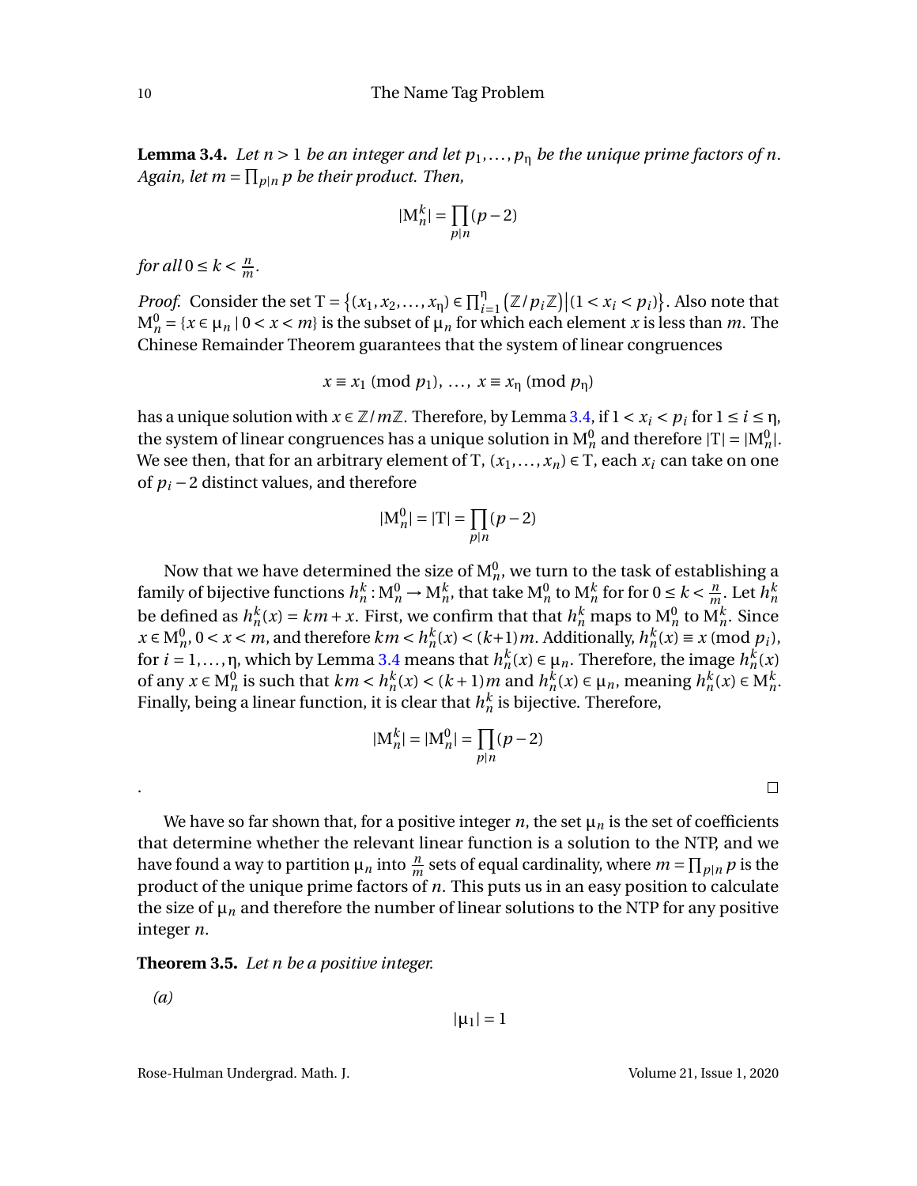**Lemma 3.4.** *Let $n > 1$ be an integer and let $p_1, \ldots, p_\eta$ be the unique prime factors of $n$. Again, let $m = \prod_{p|n} p$ be their product. Then,*

$$|\mathrm{M}_n^k| = \prod_{p|n} (p-2)$$

*for all $0 \le k < \frac{n}{m}$.*

*Proof.* Consider the set $\mathrm{T} = \left\{(x_1, x_2, \ldots, x_\eta) \in \prod_{i=1}^{\eta} \left(\mathbb{Z}/p_i\mathbb{Z}\right) \middle| (1 < x_i < p_i)\right\}$. Also note that $\mathrm{M}_n^0 = \{x \in \mu_n \mid 0 < x < m\}$ is the subset of $\mu_n$ for which each element $x$ is less than $m$. The Chinese Remainder Theorem guarantees that the system of linear congruences

$$x \equiv x_1 \pmod{p_1}, \ \ldots, \ x \equiv x_\eta \pmod{p_\eta}$$

has a unique solution with $x \in \mathbb{Z}/m\mathbb{Z}$. Therefore, by Lemma 3.4, if $1 < x_i < p_i$ for $1 \le i \le \eta$, the system of linear congruences has a unique solution in $\mathrm{M}_n^0$ and therefore $|\mathrm{T}| = |\mathrm{M}_n^0|$. We see then, that for an arbitrary element of T, $(x_1, \ldots, x_n) \in \mathrm{T}$, each $x_i$ can take on one of $p_i - 2$ distinct values, and therefore

$$|\mathrm{M}_n^0| = |\mathrm{T}| = \prod_{p|n} (p-2)$$

Now that we have determined the size of $\mathrm{M}_n^0$, we turn to the task of establishing a family of bijective functions $h_n^k : \mathrm{M}_n^0 \to \mathrm{M}_n^k$, that take $\mathrm{M}_n^0$ to $\mathrm{M}_n^k$ for for $0 \le k < \frac{n}{m}$. Let $h_n^k$ be defined as $h_n^k(x) = km + x$. First, we confirm that that $h_n^k$ maps to $\mathrm{M}_n^0$ to $\mathrm{M}_n^k$. Since $x \in \mathrm{M}_n^0$, $0 < x < m$, and therefore $km < h_n^k(x) < (k+1)m$. Additionally, $h_n^k(x) \equiv x \pmod{p_i}$, for $i = 1, \ldots, \eta$, which by Lemma 3.4 means that $h_n^k(x) \in \mu_n$. Therefore, the image $h_n^k(x)$ of any $x \in \mathrm{M}_n^0$ is such that $km < h_n^k(x) < (k+1)m$ and $h_n^k(x) \in \mu_n$, meaning $h_n^k(x) \in \mathrm{M}_n^k$. Finally, being a linear function, it is clear that $h_n^k$ is bijective. Therefore,

$$|\mathrm{M}_n^k| = |\mathrm{M}_n^0| = \prod_{p|n} (p-2)$$

. □

We have so far shown that, for a positive integer $n$, the set $\mu_n$ is the set of coefficients that determine whether the relevant linear function is a solution to the NTP, and we have found a way to partition $\mu_n$ into $\frac{n}{m}$ sets of equal cardinality, where $m = \prod_{p|n} p$ is the product of the unique prime factors of $n$. This puts us in an easy position to calculate the size of $\mu_n$ and therefore the number of linear solutions to the NTP for any positive integer $n$.

**Theorem 3.5.** *Let $n$ be a positive integer.*

*(a)*

$$|\mu_1| = 1$$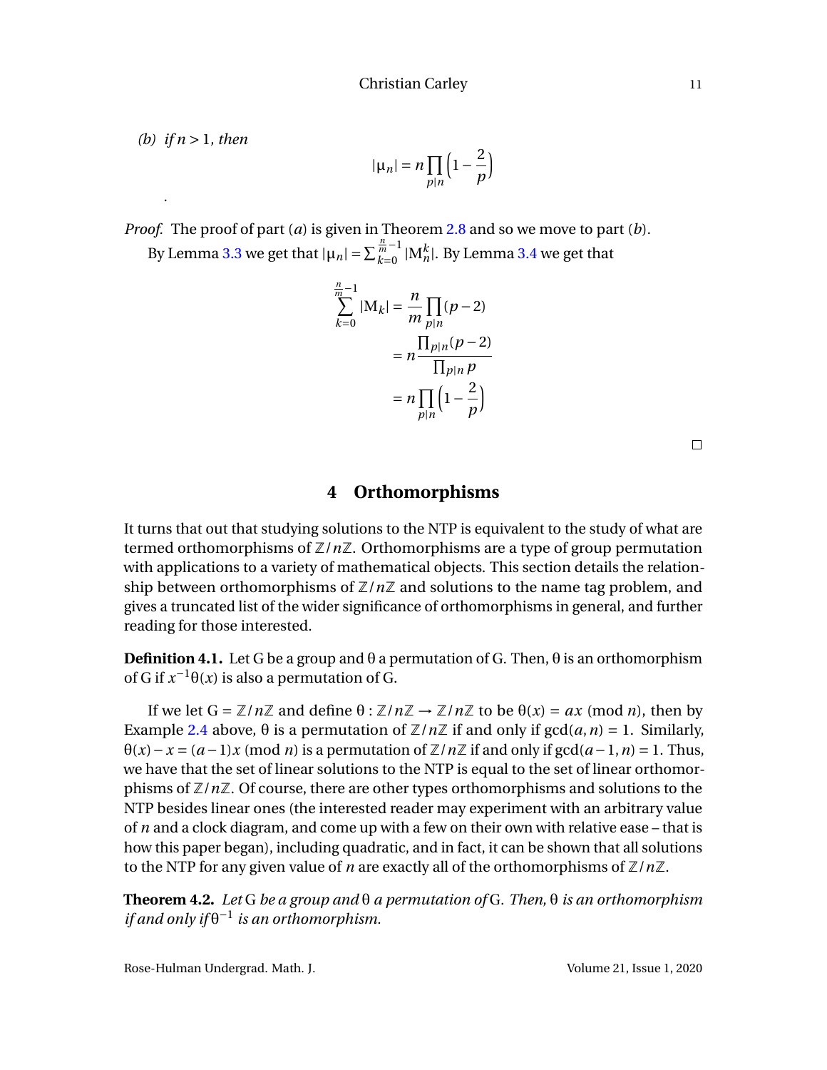*(b) if $n > 1$, then*

$$|\mu_n| = n\prod_{p|n}\left(1-\frac{2}{p}\right)$$

.

*Proof.* The proof of part $(a)$ is given in Theorem 2.8 and so we move to part $(b)$.

By Lemma 3.3 we get that $|\mu_n| = \sum_{k=0}^{\frac{n}{m}-1}|\mathrm{M}_n^k|$. By Lemma 3.4 we get that

$$\begin{aligned}
\sum_{k=0}^{\frac{n}{m}-1}|\mathrm{M}_k| &= \frac{n}{m}\prod_{p|n}(p-2) \\
&= n\frac{\prod_{p|n}(p-2)}{\prod_{p|n}p} \\
&= n\prod_{p|n}\left(1-\frac{2}{p}\right)
\end{aligned}$$

□

## 4 Orthomorphisms

It turns that out that studying solutions to the NTP is equivalent to the study of what are termed orthomorphisms of $\mathbb{Z}/n\mathbb{Z}$. Orthomorphisms are a type of group permutation with applications to a variety of mathematical objects. This section details the relationship between orthomorphisms of $\mathbb{Z}/n\mathbb{Z}$ and solutions to the name tag problem, and gives a truncated list of the wider significance of orthomorphisms in general, and further reading for those interested.

**Definition 4.1.** Let G be a group and $\theta$ a permutation of G. Then, $\theta$ is an orthomorphism of G if $x^{-1}\theta(x)$ is also a permutation of G.

If we let $G = \mathbb{Z}/n\mathbb{Z}$ and define $\theta : \mathbb{Z}/n\mathbb{Z} \to \mathbb{Z}/n\mathbb{Z}$ to be $\theta(x) = ax \pmod{n}$, then by Example 2.4 above, $\theta$ is a permutation of $\mathbb{Z}/n\mathbb{Z}$ if and only if $\gcd(a, n) = 1$. Similarly, $\theta(x) - x = (a-1)x \pmod{n}$ is a permutation of $\mathbb{Z}/n\mathbb{Z}$ if and only if $\gcd(a-1, n) = 1$. Thus, we have that the set of linear solutions to the NTP is equal to the set of linear orthomorphisms of $\mathbb{Z}/n\mathbb{Z}$. Of course, there are other types orthomorphisms and solutions to the NTP besides linear ones (the interested reader may experiment with an arbitrary value of $n$ and a clock diagram, and come up with a few on their own with relative ease – that is how this paper began), including quadratic, and in fact, it can be shown that all solutions to the NTP for any given value of $n$ are exactly all of the orthomorphisms of $\mathbb{Z}/n\mathbb{Z}$.

**Theorem 4.2.** *Let* G *be a group and* $\theta$ *a permutation of* G*. Then,* $\theta$ *is an orthomorphism if and only if* $\theta^{-1}$ *is an orthomorphism.*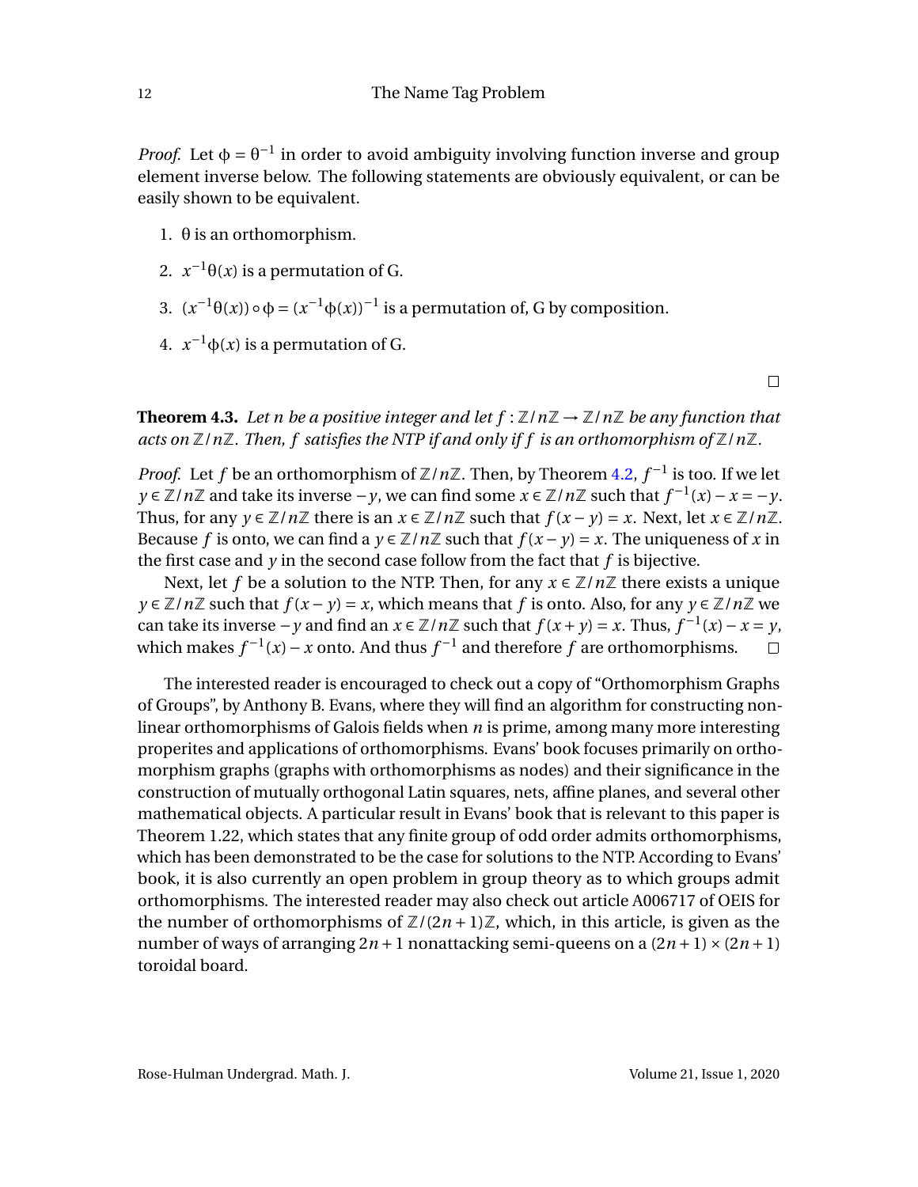*Proof.* Let $\phi = \theta^{-1}$ in order to avoid ambiguity involving function inverse and group element inverse below. The following statements are obviously equivalent, or can be easily shown to be equivalent.

1. $\theta$ is an orthomorphism.
2. $x^{-1}\theta(x)$ is a permutation of G.
3. $(x^{-1}\theta(x)) \circ \phi = (x^{-1}\phi(x))^{-1}$ is a permutation of, G by composition.
4. $x^{-1}\phi(x)$ is a permutation of G.

□

**Theorem 4.3.** *Let $n$ be a positive integer and let $f : \mathbb{Z}/n\mathbb{Z} \to \mathbb{Z}/n\mathbb{Z}$ be any function that acts on $\mathbb{Z}/n\mathbb{Z}$. Then, $f$ satisfies the NTP if and only if $f$ is an orthomorphism of $\mathbb{Z}/n\mathbb{Z}$.*

*Proof.* Let $f$ be an orthomorphism of $\mathbb{Z}/n\mathbb{Z}$. Then, by Theorem 4.2, $f^{-1}$ is too. If we let $y \in \mathbb{Z}/n\mathbb{Z}$ and take its inverse $-y$, we can find some $x \in \mathbb{Z}/n\mathbb{Z}$ such that $f^{-1}(x) - x = -y$. Thus, for any $y \in \mathbb{Z}/n\mathbb{Z}$ there is an $x \in \mathbb{Z}/n\mathbb{Z}$ such that $f(x-y) = x$. Next, let $x \in \mathbb{Z}/n\mathbb{Z}$. Because $f$ is onto, we can find a $y \in \mathbb{Z}/n\mathbb{Z}$ such that $f(x-y) = x$. The uniqueness of $x$ in the first case and $y$ in the second case follow from the fact that $f$ is bijective.

Next, let $f$ be a solution to the NTP. Then, for any $x \in \mathbb{Z}/n\mathbb{Z}$ there exists a unique $y \in \mathbb{Z}/n\mathbb{Z}$ such that $f(x-y) = x$, which means that $f$ is onto. Also, for any $y \in \mathbb{Z}/n\mathbb{Z}$ we can take its inverse $-y$ and find an $x \in \mathbb{Z}/n\mathbb{Z}$ such that $f(x+y) = x$. Thus, $f^{-1}(x) - x = y$, which makes $f^{-1}(x) - x$ onto. And thus $f^{-1}$ and therefore $f$ are orthomorphisms. □

The interested reader is encouraged to check out a copy of "Orthomorphism Graphs of Groups", by Anthony B. Evans, where they will find an algorithm for constructing non-linear orthomorphisms of Galois fields when $n$ is prime, among many more interesting properites and applications of orthomorphisms. Evans' book focuses primarily on orthomorphism graphs (graphs with orthomorphisms as nodes) and their significance in the construction of mutually orthogonal Latin squares, nets, affine planes, and several other mathematical objects. A particular result in Evans' book that is relevant to this paper is Theorem 1.22, which states that any finite group of odd order admits orthomorphisms, which has been demonstrated to be the case for solutions to the NTP. According to Evans' book, it is also currently an open problem in group theory as to which groups admit orthomorphisms. The interested reader may also check out article A006717 of OEIS for the number of orthomorphisms of $\mathbb{Z}/(2n+1)\mathbb{Z}$, which, in this article, is given as the number of ways of arranging $2n+1$ nonattacking semi-queens on a $(2n+1) \times (2n+1)$ toroidal board.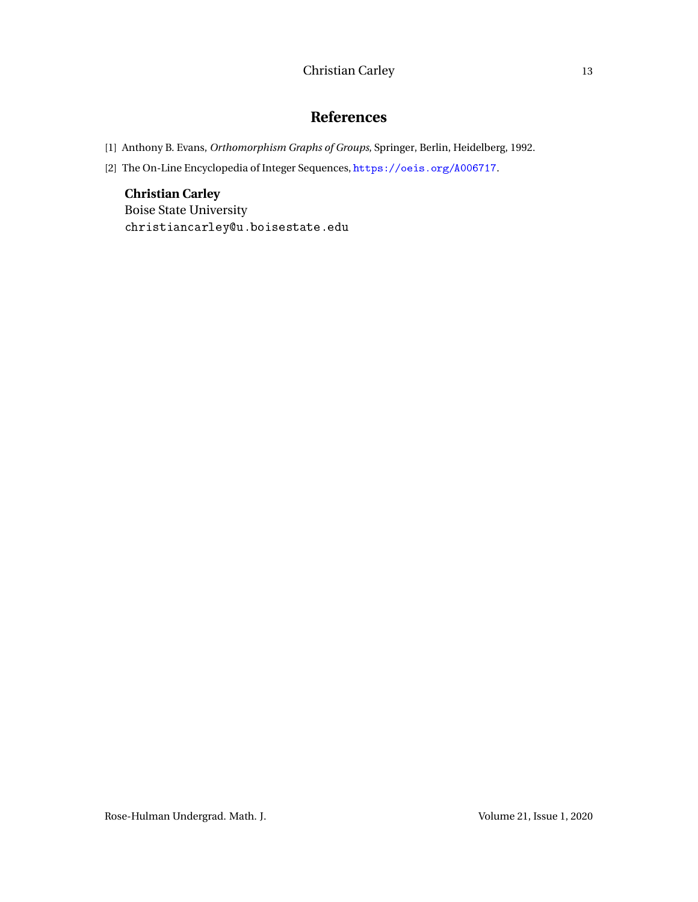## References

[1] Anthony B. Evans, *Orthomorphism Graphs of Groups*, Springer, Berlin, Heidelberg, 1992.

[2] The On-Line Encyclopedia of Integer Sequences, https://oeis.org/A006717.

**Christian Carley**
Boise State University
christiancarley@u.boisestate.edu